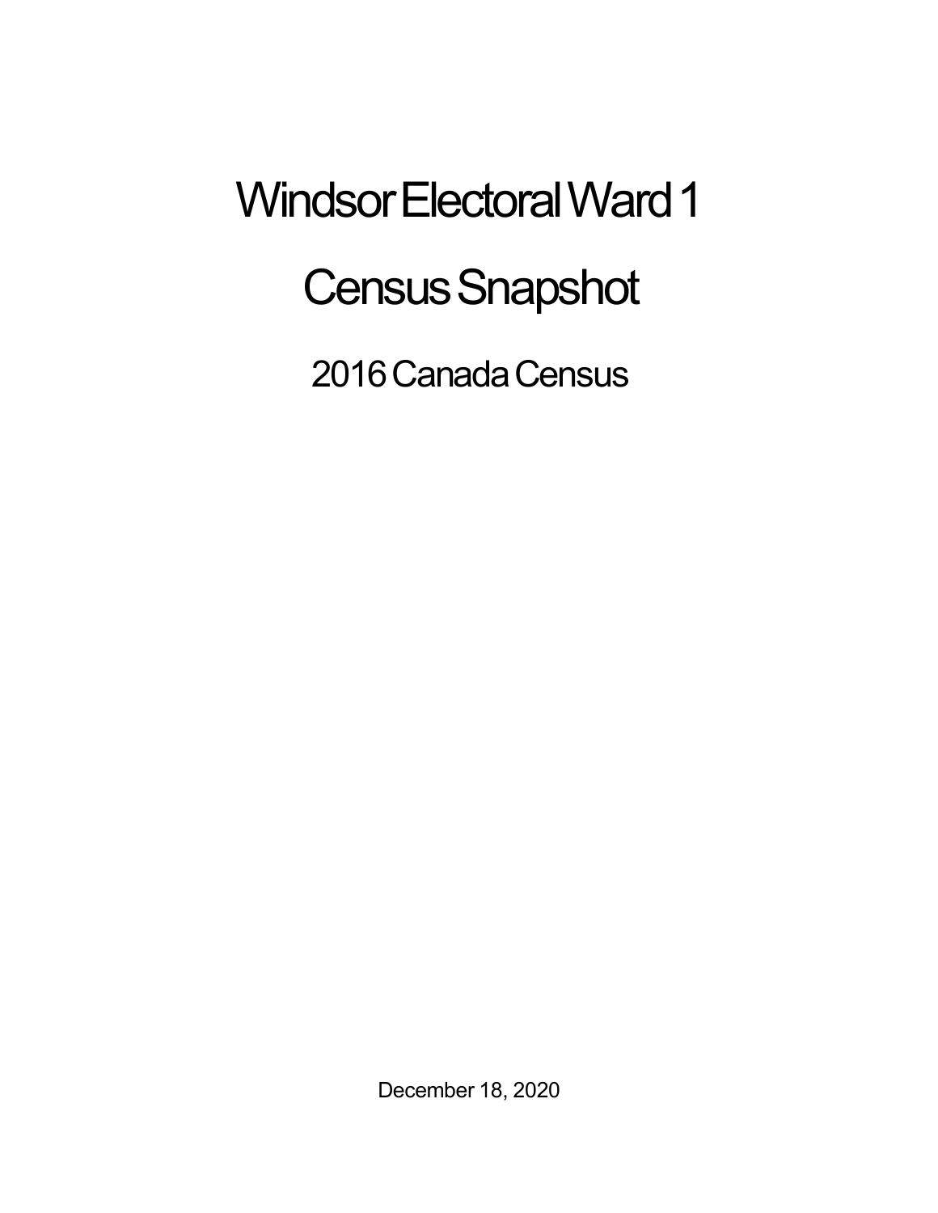# Windsor Electoral Ward 1

# Census Snapshot

## 2016 Canada Census

December 18, 2020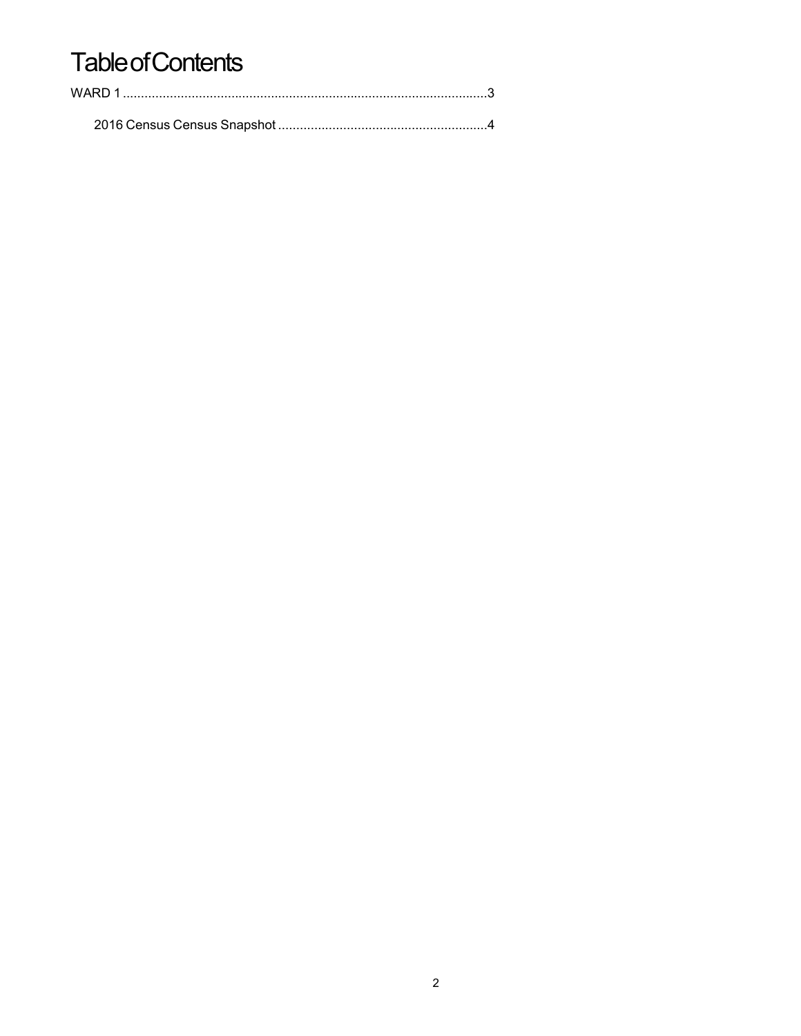# Table of Contents

WARD 1 ....................................................................................................3

2016 Census Census Snapshot ..........................................................4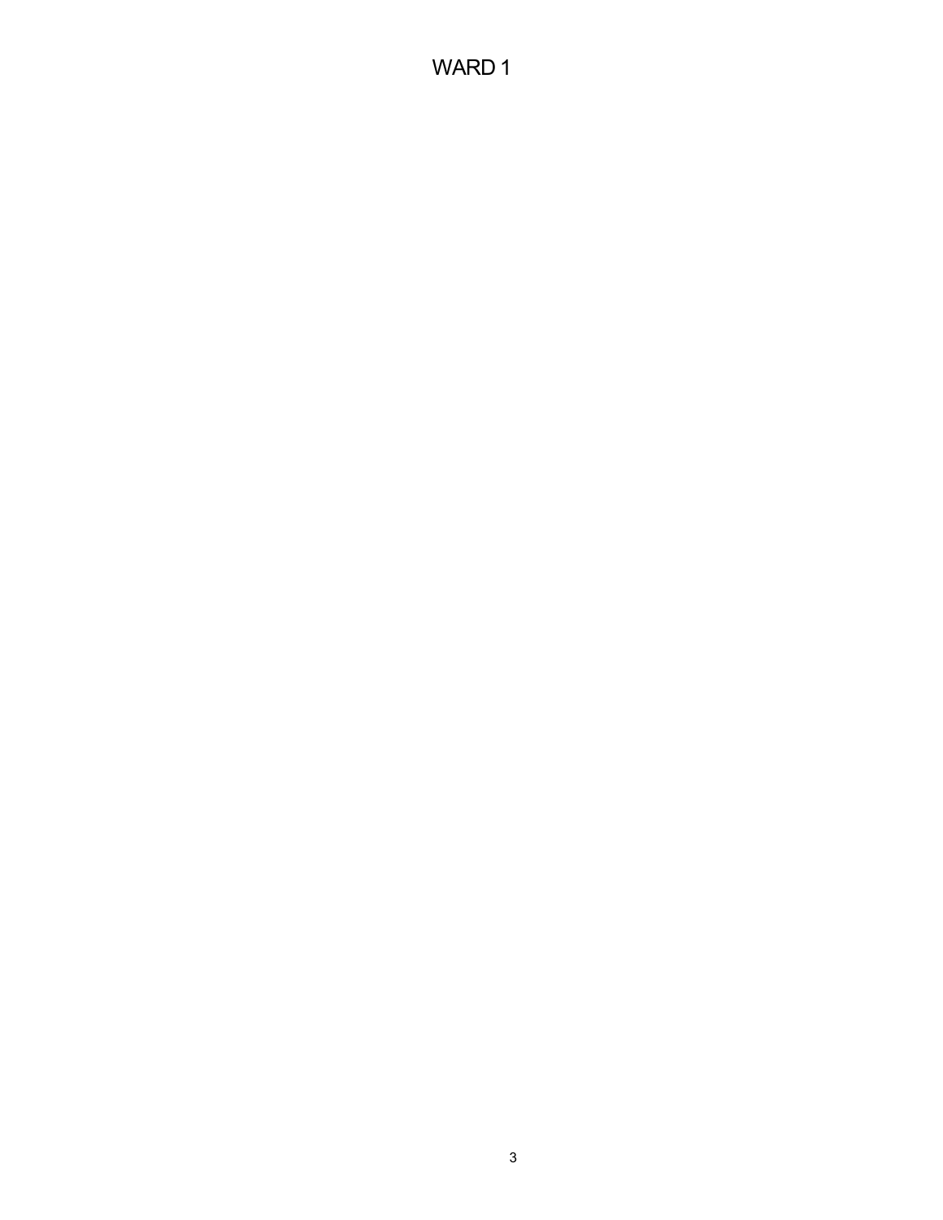# WARD 1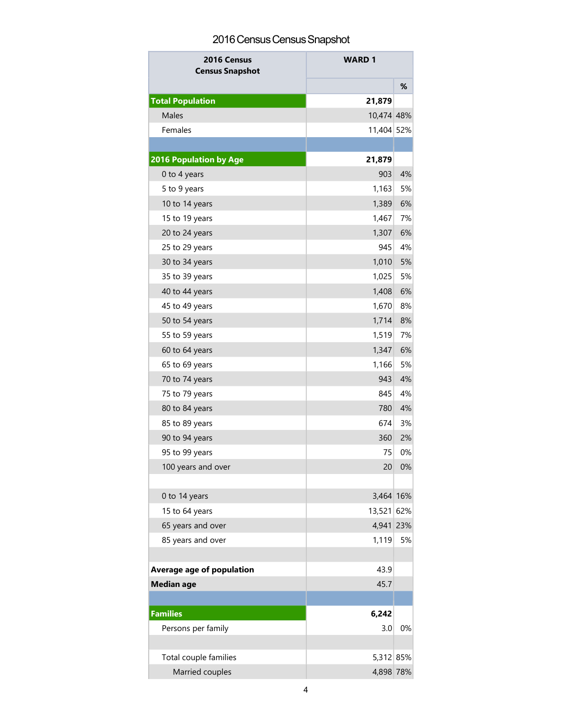# 2016 Census Census Snapshot

| 2016 Census Census Snapshot | WARD 1 | |
|---|---|---|
| | | % |
| **Total Population** | **21,879** | |
| Males | 10,474 | 48% |
| Females | 11,404 | 52% |
| | | |
| **2016 Population by Age** | **21,879** | |
| 0 to 4 years | 903 | 4% |
| 5 to 9 years | 1,163 | 5% |
| 10 to 14 years | 1,389 | 6% |
| 15 to 19 years | 1,467 | 7% |
| 20 to 24 years | 1,307 | 6% |
| 25 to 29 years | 945 | 4% |
| 30 to 34 years | 1,010 | 5% |
| 35 to 39 years | 1,025 | 5% |
| 40 to 44 years | 1,408 | 6% |
| 45 to 49 years | 1,670 | 8% |
| 50 to 54 years | 1,714 | 8% |
| 55 to 59 years | 1,519 | 7% |
| 60 to 64 years | 1,347 | 6% |
| 65 to 69 years | 1,166 | 5% |
| 70 to 74 years | 943 | 4% |
| 75 to 79 years | 845 | 4% |
| 80 to 84 years | 780 | 4% |
| 85 to 89 years | 674 | 3% |
| 90 to 94 years | 360 | 2% |
| 95 to 99 years | 75 | 0% |
| 100 years and over | 20 | 0% |
| | | |
| 0 to 14 years | 3,464 | 16% |
| 15 to 64 years | 13,521 | 62% |
| 65 years and over | 4,941 | 23% |
| 85 years and over | 1,119 | 5% |
| | | |
| **Average age of population** | 43.9 | |
| **Median age** | 45.7 | |
| | | |
| **Families** | **6,242** | |
| Persons per family | 3.0 | 0% |
| | | |
| Total couple families | 5,312 | 85% |
| Married couples | 4,898 | 78% |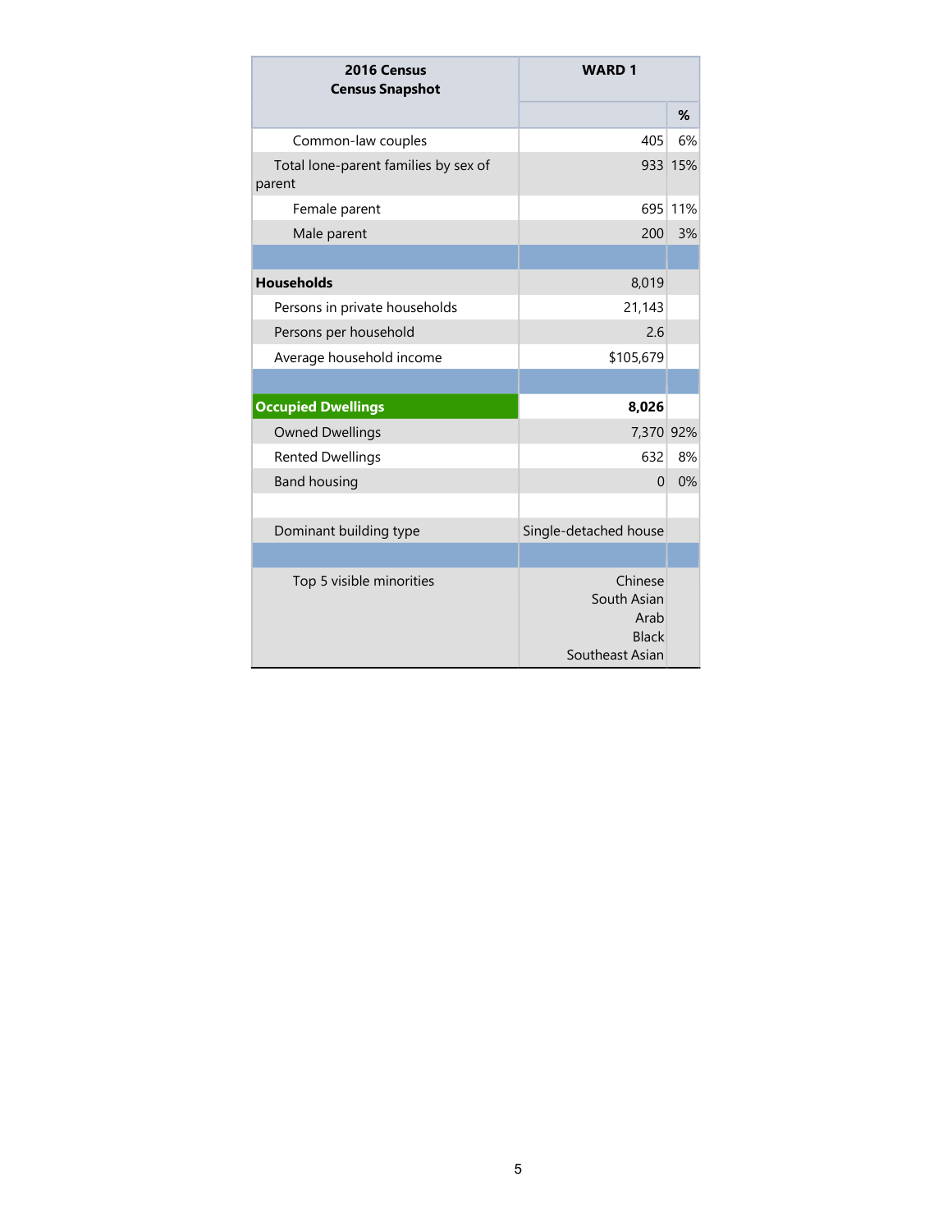| 2016 Census<br>Census Snapshot | WARD 1 | % |
| --- | --- | --- |
| Common-law couples | 405 | 6% |
| Total lone-parent families by sex of parent | 933 | 15% |
| Female parent | 695 | 11% |
| Male parent | 200 | 3% |
| | | |
| **Households** | 8,019 | |
| Persons in private households | 21,143 | |
| Persons per household | 2.6 | |
| Average household income | $105,679 | |
| | | |
| **Occupied Dwellings** | **8,026** | |
| Owned Dwellings | 7,370 | 92% |
| Rented Dwellings | 632 | 8% |
| Band housing | 0 | 0% |
| | | |
| Dominant building type | Single-detached house | |
| | | |
| Top 5 visible minorities | Chinese<br>South Asian<br>Arab<br>Black<br>Southeast Asian | |